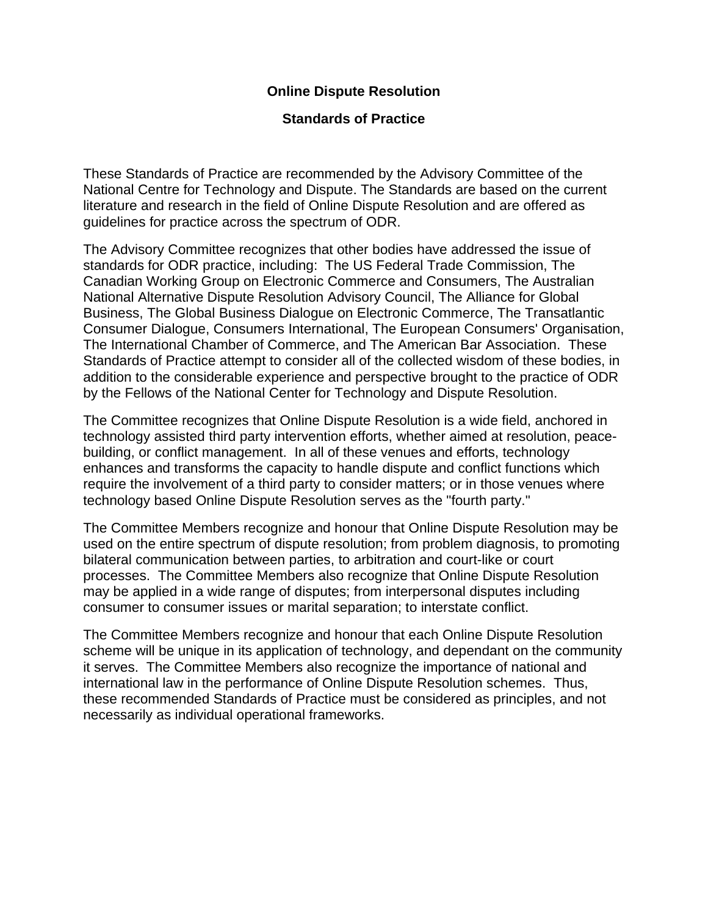# Online Dispute Resolution

## Standards of Practice

These Standards of Practice are recommended by the Advisory Committee of the National Centre for Technology and Dispute. The Standards are based on the current literature and research in the field of Online Dispute Resolution and are offered as guidelines for practice across the spectrum of ODR.

The Advisory Committee recognizes that other bodies have addressed the issue of standards for ODR practice, including: The US Federal Trade Commission, The Canadian Working Group on Electronic Commerce and Consumers, The Australian National Alternative Dispute Resolution Advisory Council, The Alliance for Global Business, The Global Business Dialogue on Electronic Commerce, The Transatlantic Consumer Dialogue, Consumers International, The European Consumers' Organisation, The International Chamber of Commerce, and The American Bar Association. These Standards of Practice attempt to consider all of the collected wisdom of these bodies, in addition to the considerable experience and perspective brought to the practice of ODR by the Fellows of the National Center for Technology and Dispute Resolution.

The Committee recognizes that Online Dispute Resolution is a wide field, anchored in technology assisted third party intervention efforts, whether aimed at resolution, peace-building, or conflict management. In all of these venues and efforts, technology enhances and transforms the capacity to handle dispute and conflict functions which require the involvement of a third party to consider matters; or in those venues where technology based Online Dispute Resolution serves as the "fourth party."

The Committee Members recognize and honour that Online Dispute Resolution may be used on the entire spectrum of dispute resolution; from problem diagnosis, to promoting bilateral communication between parties, to arbitration and court-like or court processes. The Committee Members also recognize that Online Dispute Resolution may be applied in a wide range of disputes; from interpersonal disputes including consumer to consumer issues or marital separation; to interstate conflict.

The Committee Members recognize and honour that each Online Dispute Resolution scheme will be unique in its application of technology, and dependant on the community it serves. The Committee Members also recognize the importance of national and international law in the performance of Online Dispute Resolution schemes. Thus, these recommended Standards of Practice must be considered as principles, and not necessarily as individual operational frameworks.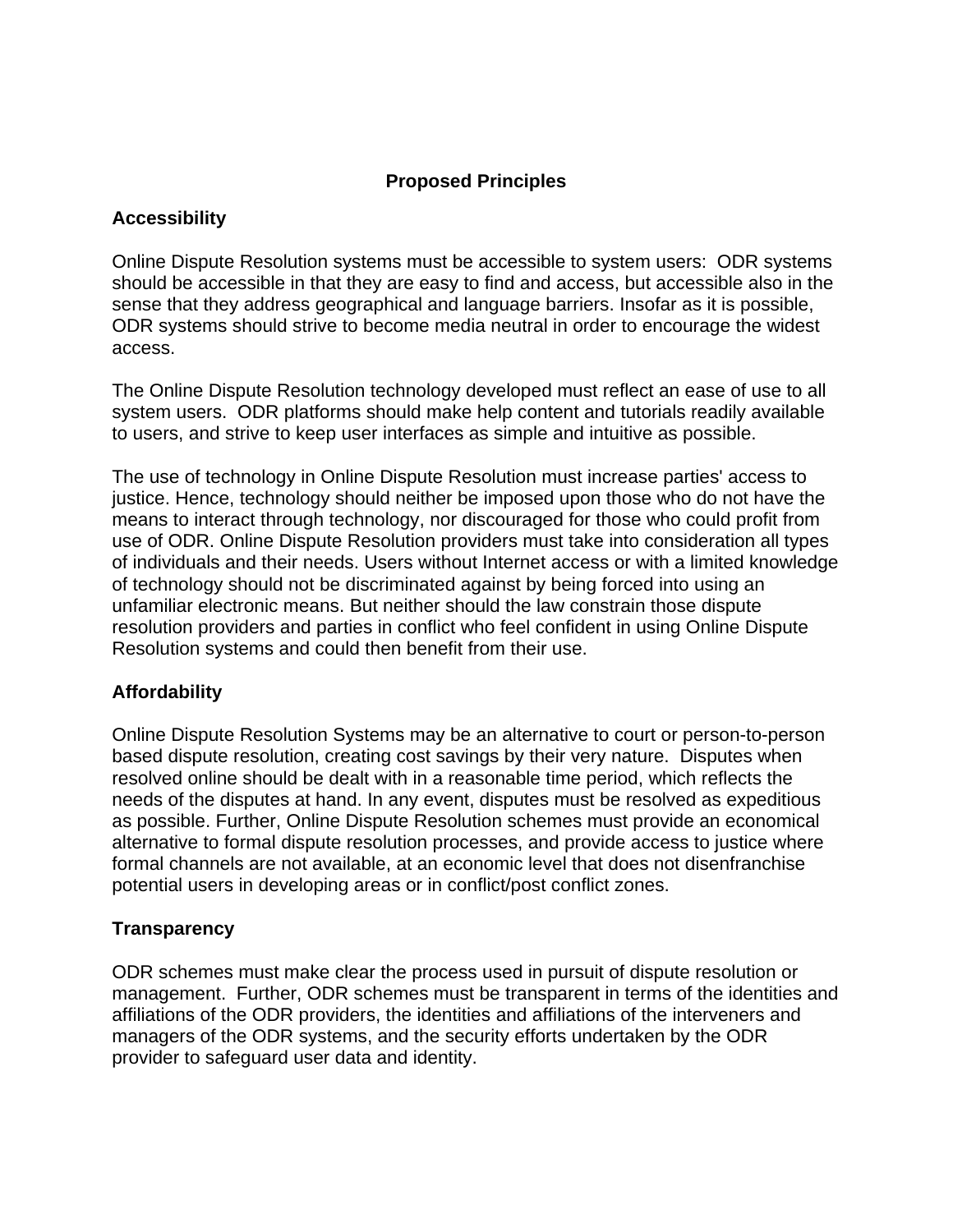# Proposed Principles

## Accessibility

Online Dispute Resolution systems must be accessible to system users:  ODR systems should be accessible in that they are easy to find and access, but accessible also in the sense that they address geographical and language barriers. Insofar as it is possible, ODR systems should strive to become media neutral in order to encourage the widest access.

The Online Dispute Resolution technology developed must reflect an ease of use to all system users.  ODR platforms should make help content and tutorials readily available to users, and strive to keep user interfaces as simple and intuitive as possible.

The use of technology in Online Dispute Resolution must increase parties' access to justice. Hence, technology should neither be imposed upon those who do not have the means to interact through technology, nor discouraged for those who could profit from use of ODR. Online Dispute Resolution providers must take into consideration all types of individuals and their needs. Users without Internet access or with a limited knowledge of technology should not be discriminated against by being forced into using an unfamiliar electronic means. But neither should the law constrain those dispute resolution providers and parties in conflict who feel confident in using Online Dispute Resolution systems and could then benefit from their use.

## Affordability

Online Dispute Resolution Systems may be an alternative to court or person-to-person based dispute resolution, creating cost savings by their very nature.  Disputes when resolved online should be dealt with in a reasonable time period, which reflects the needs of the disputes at hand. In any event, disputes must be resolved as expeditious as possible. Further, Online Dispute Resolution schemes must provide an economical alternative to formal dispute resolution processes, and provide access to justice where formal channels are not available, at an economic level that does not disenfranchise potential users in developing areas or in conflict/post conflict zones.

## Transparency

ODR schemes must make clear the process used in pursuit of dispute resolution or management.  Further, ODR schemes must be transparent in terms of the identities and affiliations of the ODR providers, the identities and affiliations of the interveners and managers of the ODR systems, and the security efforts undertaken by the ODR provider to safeguard user data and identity.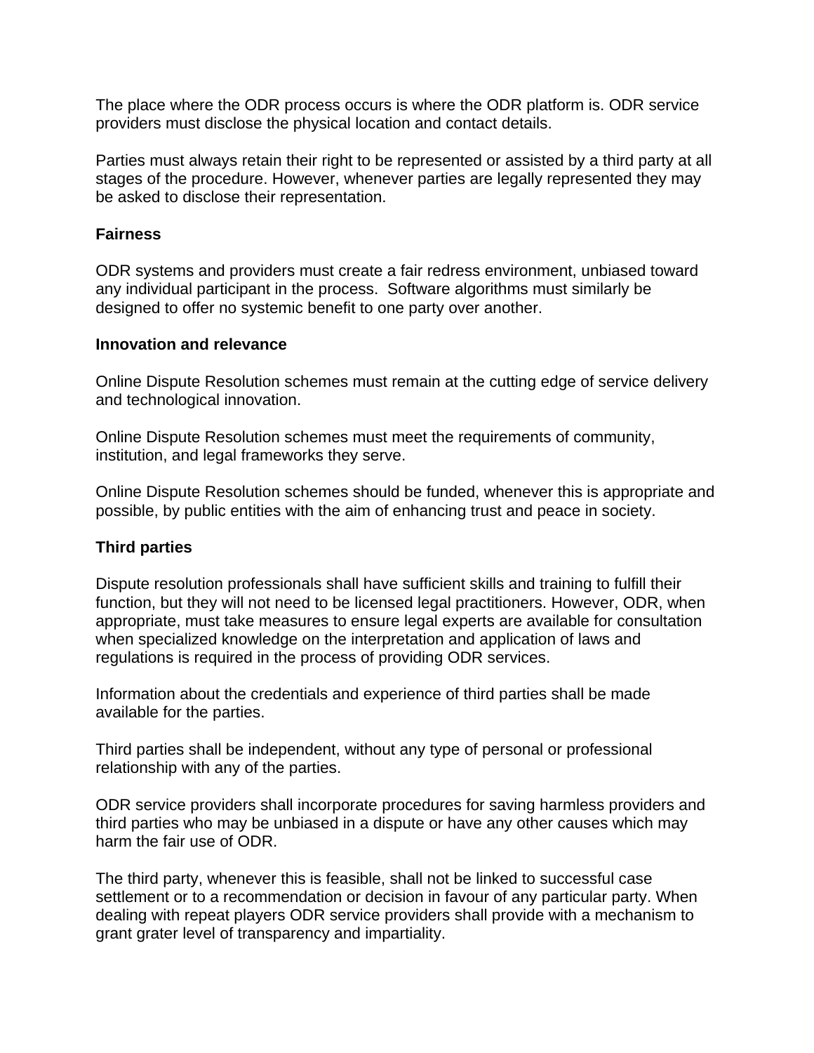The place where the ODR process occurs is where the ODR platform is. ODR service providers must disclose the physical location and contact details.

Parties must always retain their right to be represented or assisted by a third party at all stages of the procedure. However, whenever parties are legally represented they may be asked to disclose their representation.

**Fairness**

ODR systems and providers must create a fair redress environment, unbiased toward any individual participant in the process.  Software algorithms must similarly be designed to offer no systemic benefit to one party over another.

**Innovation and relevance**

Online Dispute Resolution schemes must remain at the cutting edge of service delivery and technological innovation.

Online Dispute Resolution schemes must meet the requirements of community, institution, and legal frameworks they serve.

Online Dispute Resolution schemes should be funded, whenever this is appropriate and possible, by public entities with the aim of enhancing trust and peace in society.

**Third parties**

Dispute resolution professionals shall have sufficient skills and training to fulfill their function, but they will not need to be licensed legal practitioners. However, ODR, when appropriate, must take measures to ensure legal experts are available for consultation when specialized knowledge on the interpretation and application of laws and regulations is required in the process of providing ODR services.

Information about the credentials and experience of third parties shall be made available for the parties.

Third parties shall be independent, without any type of personal or professional relationship with any of the parties.

ODR service providers shall incorporate procedures for saving harmless providers and third parties who may be unbiased in a dispute or have any other causes which may harm the fair use of ODR.

The third party, whenever this is feasible, shall not be linked to successful case settlement or to a recommendation or decision in favour of any particular party. When dealing with repeat players ODR service providers shall provide with a mechanism to grant grater level of transparency and impartiality.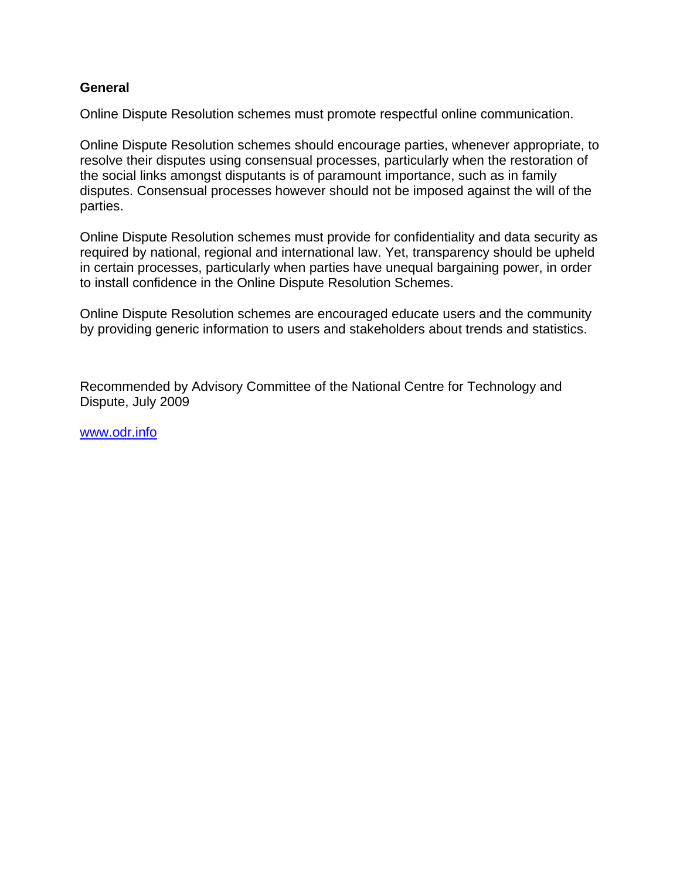**General**

Online Dispute Resolution schemes must promote respectful online communication.

Online Dispute Resolution schemes should encourage parties, whenever appropriate, to resolve their disputes using consensual processes, particularly when the restoration of the social links amongst disputants is of paramount importance, such as in family disputes. Consensual processes however should not be imposed against the will of the parties.

Online Dispute Resolution schemes must provide for confidentiality and data security as required by national, regional and international law. Yet, transparency should be upheld in certain processes, particularly when parties have unequal bargaining power, in order to install confidence in the Online Dispute Resolution Schemes.

Online Dispute Resolution schemes are encouraged educate users and the community by providing generic information to users and stakeholders about trends and statistics.

Recommended by Advisory Committee of the National Centre for Technology and Dispute, July 2009

[www.odr.info](http://www.odr.info)